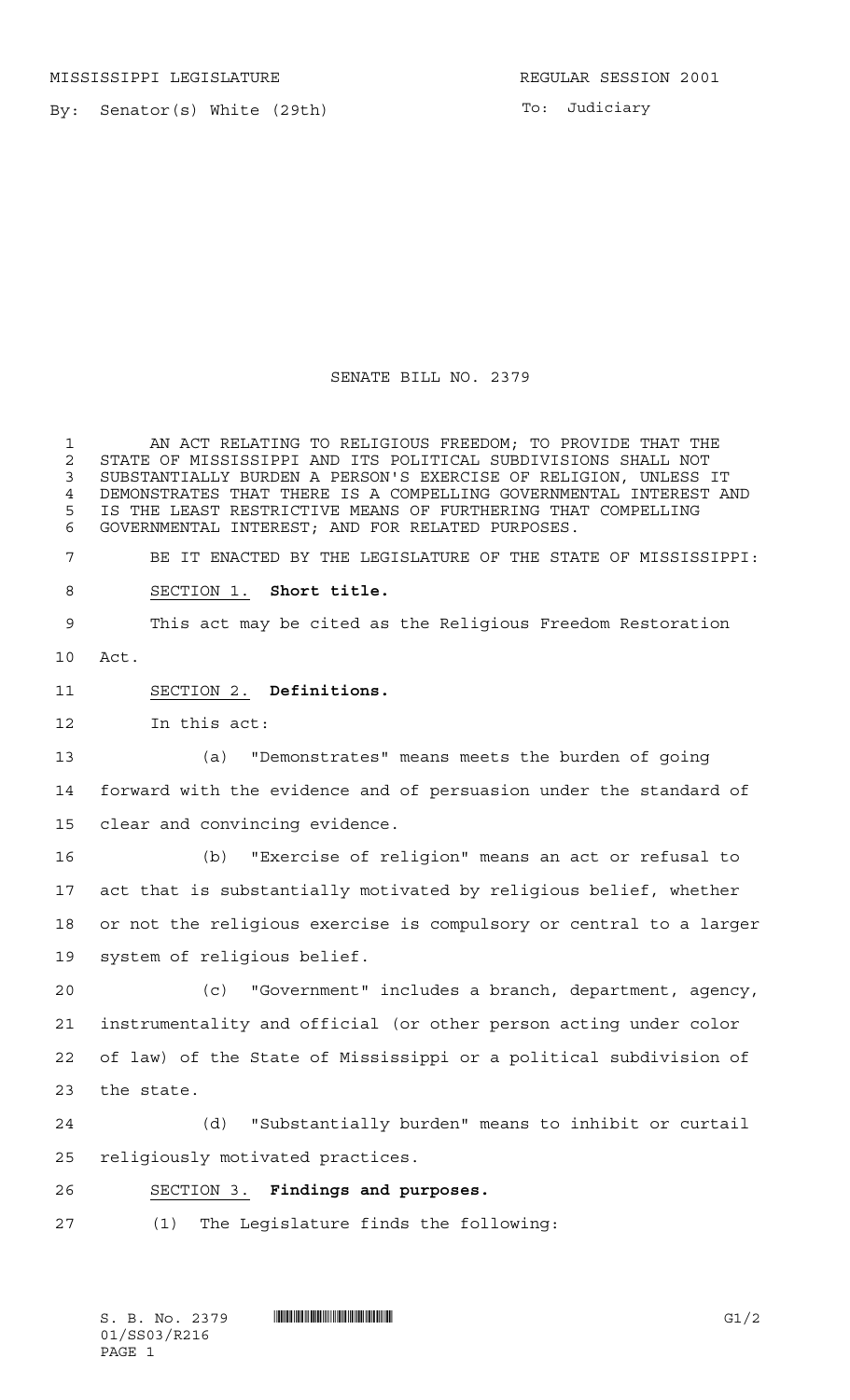MISSISSIPPI LEGISLATURE REGULAR SESSION 2001

By: Senator(s) White (29th) To: Judiciary

# SENATE BILL NO. 2379

AN ACT RELATING TO RELIGIOUS FREEDOM; TO PROVIDE THAT THE STATE OF MISSISSIPPI AND ITS POLITICAL SUBDIVISIONS SHALL NOT SUBSTANTIALLY BURDEN A PERSON'S EXERCISE OF RELIGION, UNLESS IT DEMONSTRATES THAT THERE IS A COMPELLING GOVERNMENTAL INTEREST AND IS THE LEAST RESTRICTIVE MEANS OF FURTHERING THAT COMPELLING GOVERNMENTAL INTEREST; AND FOR RELATED PURPOSES.

BE IT ENACTED BY THE LEGISLATURE OF THE STATE OF MISSISSIPPI:

SECTION 1. **Short title.**

This act may be cited as the Religious Freedom Restoration Act.

SECTION 2. **Definitions.**

In this act:

(a) "Demonstrates" means meets the burden of going forward with the evidence and of persuasion under the standard of clear and convincing evidence.

(b) "Exercise of religion" means an act or refusal to act that is substantially motivated by religious belief, whether or not the religious exercise is compulsory or central to a larger system of religious belief.

(c) "Government" includes a branch, department, agency, instrumentality and official (or other person acting under color of law) of the State of Mississippi or a political subdivision of the state.

(d) "Substantially burden" means to inhibit or curtail religiously motivated practices.

SECTION 3. **Findings and purposes.**

(1) The Legislature finds the following: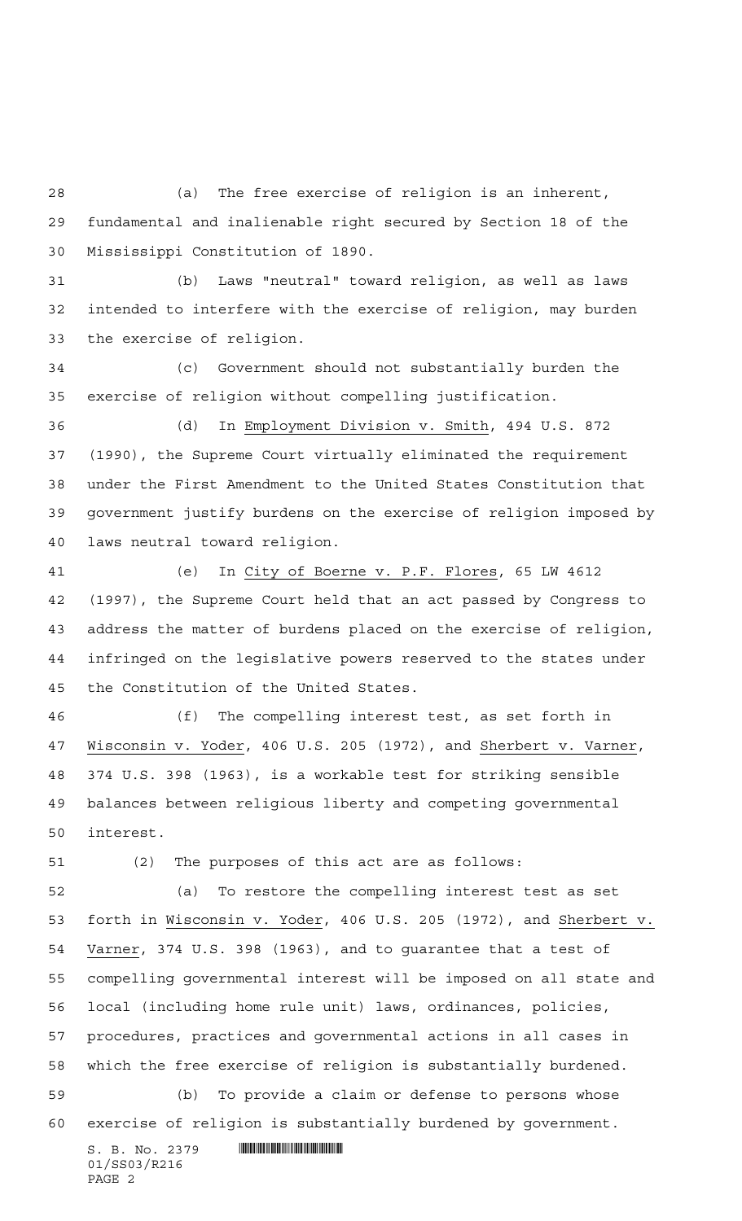(a) The free exercise of religion is an inherent, fundamental and inalienable right secured by Section 18 of the Mississippi Constitution of 1890.

(b) Laws "neutral" toward religion, as well as laws intended to interfere with the exercise of religion, may burden the exercise of religion.

(c) Government should not substantially burden the exercise of religion without compelling justification.

(d) In Employment Division v. Smith, 494 U.S. 872 (1990), the Supreme Court virtually eliminated the requirement under the First Amendment to the United States Constitution that government justify burdens on the exercise of religion imposed by laws neutral toward religion.

(e) In City of Boerne v. P.F. Flores, 65 LW 4612 (1997), the Supreme Court held that an act passed by Congress to address the matter of burdens placed on the exercise of religion, infringed on the legislative powers reserved to the states under the Constitution of the United States.

(f) The compelling interest test, as set forth in Wisconsin v. Yoder, 406 U.S. 205 (1972), and Sherbert v. Varner, 374 U.S. 398 (1963), is a workable test for striking sensible balances between religious liberty and competing governmental interest.

(2) The purposes of this act are as follows:

(a) To restore the compelling interest test as set forth in Wisconsin v. Yoder, 406 U.S. 205 (1972), and Sherbert v. Varner, 374 U.S. 398 (1963), and to guarantee that a test of compelling governmental interest will be imposed on all state and local (including home rule unit) laws, ordinances, policies, procedures, practices and governmental actions in all cases in which the free exercise of religion is substantially burdened.

(b) To provide a claim or defense to persons whose exercise of religion is substantially burdened by government.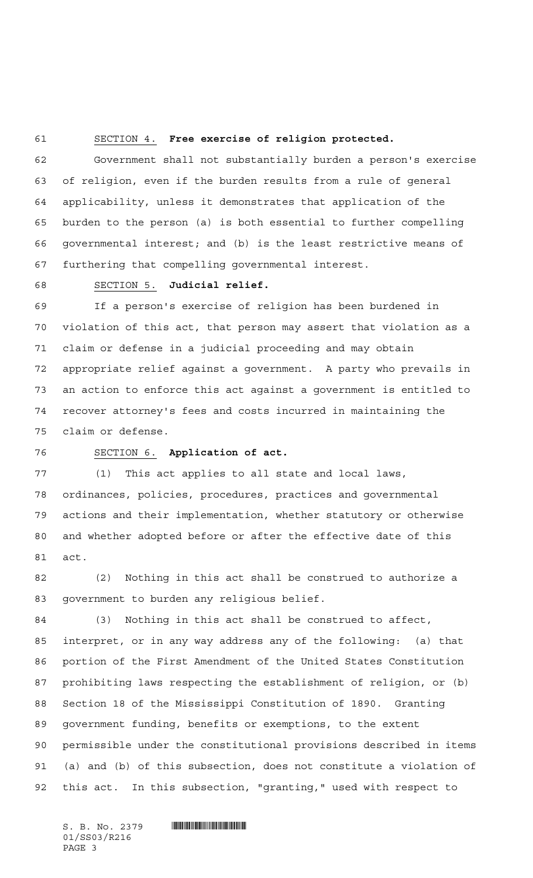SECTION 4. **Free exercise of religion protected.**

Government shall not substantially burden a person's exercise of religion, even if the burden results from a rule of general applicability, unless it demonstrates that application of the burden to the person (a) is both essential to further compelling governmental interest; and (b) is the least restrictive means of furthering that compelling governmental interest.

SECTION 5. **Judicial relief.**

If a person's exercise of religion has been burdened in violation of this act, that person may assert that violation as a claim or defense in a judicial proceeding and may obtain appropriate relief against a government. A party who prevails in an action to enforce this act against a government is entitled to recover attorney's fees and costs incurred in maintaining the claim or defense.

SECTION 6. **Application of act.**

(1) This act applies to all state and local laws, ordinances, policies, procedures, practices and governmental actions and their implementation, whether statutory or otherwise and whether adopted before or after the effective date of this act.

(2) Nothing in this act shall be construed to authorize a government to burden any religious belief.

(3) Nothing in this act shall be construed to affect, interpret, or in any way address any of the following: (a) that portion of the First Amendment of the United States Constitution prohibiting laws respecting the establishment of religion, or (b) Section 18 of the Mississippi Constitution of 1890. Granting government funding, benefits or exemptions, to the extent permissible under the constitutional provisions described in items (a) and (b) of this subsection, does not constitute a violation of this act. In this subsection, "granting," used with respect to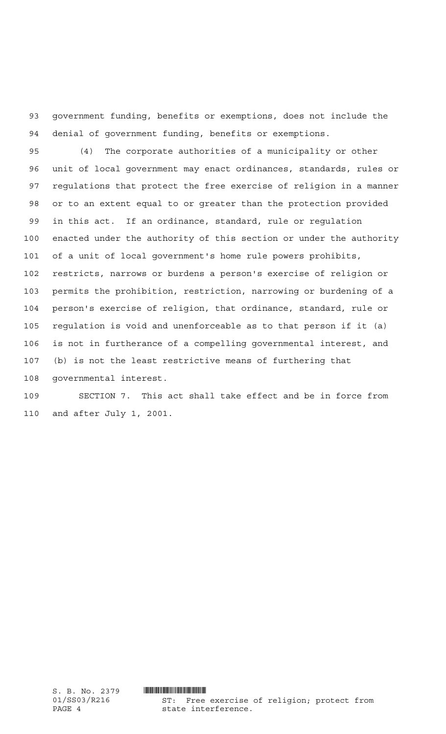government funding, benefits or exemptions, does not include the denial of government funding, benefits or exemptions.

(4) The corporate authorities of a municipality or other unit of local government may enact ordinances, standards, rules or regulations that protect the free exercise of religion in a manner or to an extent equal to or greater than the protection provided in this act. If an ordinance, standard, rule or regulation enacted under the authority of this section or under the authority of a unit of local government's home rule powers prohibits, restricts, narrows or burdens a person's exercise of religion or permits the prohibition, restriction, narrowing or burdening of a person's exercise of religion, that ordinance, standard, rule or regulation is void and unenforceable as to that person if it (a) is not in furtherance of a compelling governmental interest, and (b) is not the least restrictive means of furthering that governmental interest.

SECTION 7. This act shall take effect and be in force from and after July 1, 2001.